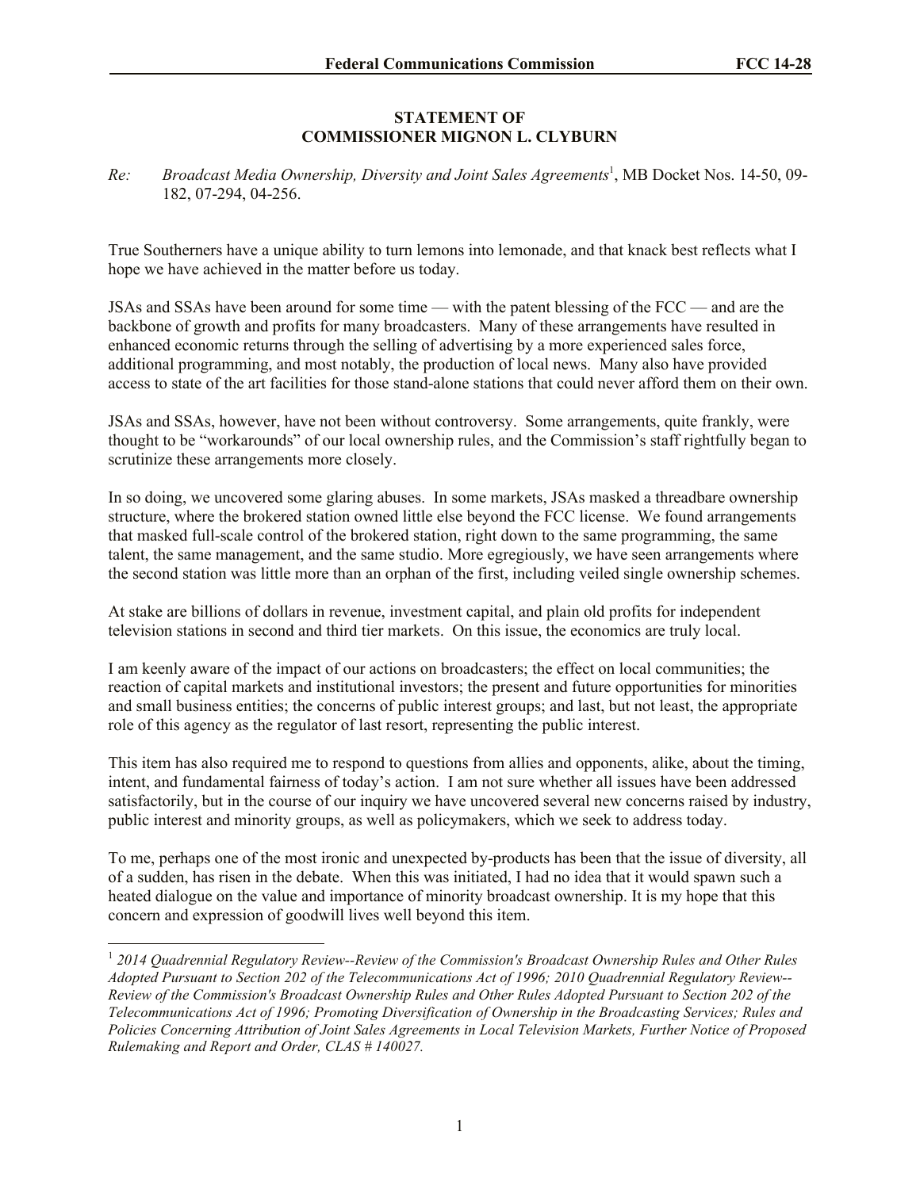**STATEMENT OF**
**COMMISSIONER MIGNON L. CLYBURN**

*Re: Broadcast Media Ownership, Diversity and Joint Sales Agreements*[1], MB Docket Nos. 14-50, 09-182, 07-294, 04-256.

True Southerners have a unique ability to turn lemons into lemonade, and that knack best reflects what I hope we have achieved in the matter before us today.

JSAs and SSAs have been around for some time — with the patent blessing of the FCC — and are the backbone of growth and profits for many broadcasters. Many of these arrangements have resulted in enhanced economic returns through the selling of advertising by a more experienced sales force, additional programming, and most notably, the production of local news. Many also have provided access to state of the art facilities for those stand-alone stations that could never afford them on their own.

JSAs and SSAs, however, have not been without controversy. Some arrangements, quite frankly, were thought to be "workarounds" of our local ownership rules, and the Commission's staff rightfully began to scrutinize these arrangements more closely.

In so doing, we uncovered some glaring abuses. In some markets, JSAs masked a threadbare ownership structure, where the brokered station owned little else beyond the FCC license. We found arrangements that masked full-scale control of the brokered station, right down to the same programming, the same talent, the same management, and the same studio. More egregiously, we have seen arrangements where the second station was little more than an orphan of the first, including veiled single ownership schemes.

At stake are billions of dollars in revenue, investment capital, and plain old profits for independent television stations in second and third tier markets. On this issue, the economics are truly local.

I am keenly aware of the impact of our actions on broadcasters; the effect on local communities; the reaction of capital markets and institutional investors; the present and future opportunities for minorities and small business entities; the concerns of public interest groups; and last, but not least, the appropriate role of this agency as the regulator of last resort, representing the public interest.

This item has also required me to respond to questions from allies and opponents, alike, about the timing, intent, and fundamental fairness of today's action. I am not sure whether all issues have been addressed satisfactorily, but in the course of our inquiry we have uncovered several new concerns raised by industry, public interest and minority groups, as well as policymakers, which we seek to address today.

To me, perhaps one of the most ironic and unexpected by-products has been that the issue of diversity, all of a sudden, has risen in the debate. When this was initiated, I had no idea that it would spawn such a heated dialogue on the value and importance of minority broadcast ownership. It is my hope that this concern and expression of goodwill lives well beyond this item.

---

[1] *2014 Quadrennial Regulatory Review--Review of the Commission's Broadcast Ownership Rules and Other Rules Adopted Pursuant to Section 202 of the Telecommunications Act of 1996; 2010 Quadrennial Regulatory Review--Review of the Commission's Broadcast Ownership Rules and Other Rules Adopted Pursuant to Section 202 of the Telecommunications Act of 1996; Promoting Diversification of Ownership in the Broadcasting Services; Rules and Policies Concerning Attribution of Joint Sales Agreements in Local Television Markets, Further Notice of Proposed Rulemaking and Report and Order, CLAS # 140027.*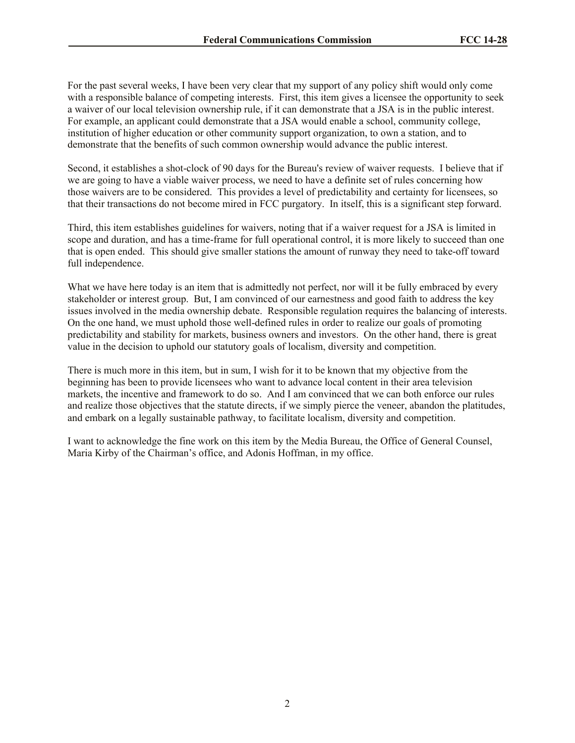For the past several weeks, I have been very clear that my support of any policy shift would only come with a responsible balance of competing interests. First, this item gives a licensee the opportunity to seek a waiver of our local television ownership rule, if it can demonstrate that a JSA is in the public interest. For example, an applicant could demonstrate that a JSA would enable a school, community college, institution of higher education or other community support organization, to own a station, and to demonstrate that the benefits of such common ownership would advance the public interest.

Second, it establishes a shot-clock of 90 days for the Bureau's review of waiver requests. I believe that if we are going to have a viable waiver process, we need to have a definite set of rules concerning how those waivers are to be considered. This provides a level of predictability and certainty for licensees, so that their transactions do not become mired in FCC purgatory. In itself, this is a significant step forward.

Third, this item establishes guidelines for waivers, noting that if a waiver request for a JSA is limited in scope and duration, and has a time-frame for full operational control, it is more likely to succeed than one that is open ended. This should give smaller stations the amount of runway they need to take-off toward full independence.

What we have here today is an item that is admittedly not perfect, nor will it be fully embraced by every stakeholder or interest group. But, I am convinced of our earnestness and good faith to address the key issues involved in the media ownership debate. Responsible regulation requires the balancing of interests. On the one hand, we must uphold those well-defined rules in order to realize our goals of promoting predictability and stability for markets, business owners and investors. On the other hand, there is great value in the decision to uphold our statutory goals of localism, diversity and competition.

There is much more in this item, but in sum, I wish for it to be known that my objective from the beginning has been to provide licensees who want to advance local content in their area television markets, the incentive and framework to do so. And I am convinced that we can both enforce our rules and realize those objectives that the statute directs, if we simply pierce the veneer, abandon the platitudes, and embark on a legally sustainable pathway, to facilitate localism, diversity and competition.

I want to acknowledge the fine work on this item by the Media Bureau, the Office of General Counsel, Maria Kirby of the Chairman's office, and Adonis Hoffman, in my office.